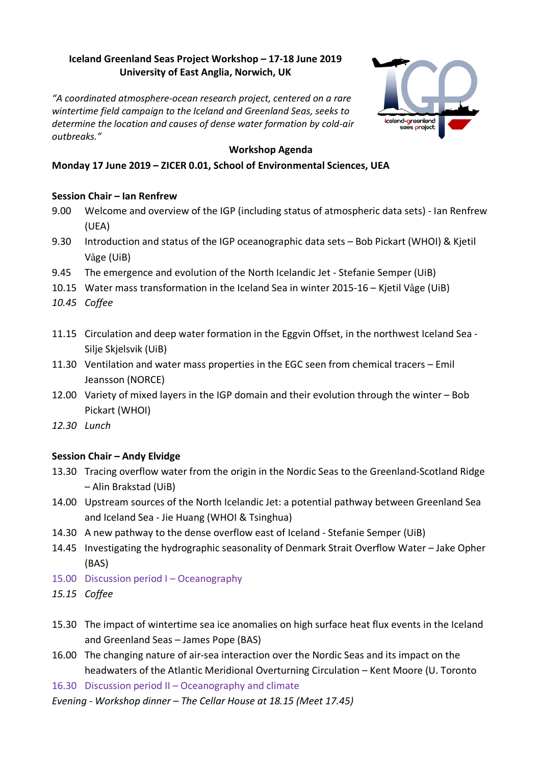# Iceland Greenland Seas Project Workshop – 17-18 June 2019
## University of East Anglia, Norwich, UK

*"A coordinated atmosphere-ocean research project, centered on a rare wintertime field campaign to the Iceland and Greenland Seas, seeks to determine the location and causes of dense water formation by cold-air outbreaks."*

## Workshop Agenda

**Monday 17 June 2019 – ZICER 0.01, School of Environmental Sciences, UEA**

**Session Chair – Ian Renfrew**

- 9.00 Welcome and overview of the IGP (including status of atmospheric data sets) - Ian Renfrew (UEA)
- 9.30 Introduction and status of the IGP oceanographic data sets – Bob Pickart (WHOI) & Kjetil Våge (UiB)
- 9.45 The emergence and evolution of the North Icelandic Jet - Stefanie Semper (UiB)
- 10.15 Water mass transformation in the Iceland Sea in winter 2015-16 – Kjetil Våge (UiB)
- *10.45 Coffee*

- 11.15 Circulation and deep water formation in the Eggvin Offset, in the northwest Iceland Sea - Silje Skjelsvik (UiB)
- 11.30 Ventilation and water mass properties in the EGC seen from chemical tracers – Emil Jeansson (NORCE)
- 12.00 Variety of mixed layers in the IGP domain and their evolution through the winter – Bob Pickart (WHOI)
- *12.30 Lunch*

**Session Chair – Andy Elvidge**

- 13.30 Tracing overflow water from the origin in the Nordic Seas to the Greenland-Scotland Ridge – Alin Brakstad (UiB)
- 14.00 Upstream sources of the North Icelandic Jet: a potential pathway between Greenland Sea and Iceland Sea - Jie Huang (WHOI & Tsinghua)
- 14.30 A new pathway to the dense overflow east of Iceland - Stefanie Semper (UiB)
- 14.45 Investigating the hydrographic seasonality of Denmark Strait Overflow Water – Jake Opher (BAS)
- 15.00 Discussion period I – Oceanography
- *15.15 Coffee*

- 15.30 The impact of wintertime sea ice anomalies on high surface heat flux events in the Iceland and Greenland Seas – James Pope (BAS)
- 16.00 The changing nature of air-sea interaction over the Nordic Seas and its impact on the headwaters of the Atlantic Meridional Overturning Circulation – Kent Moore (U. Toronto
- 16.30 Discussion period II – Oceanography and climate

*Evening - Workshop dinner – The Cellar House at 18.15 (Meet 17.45)*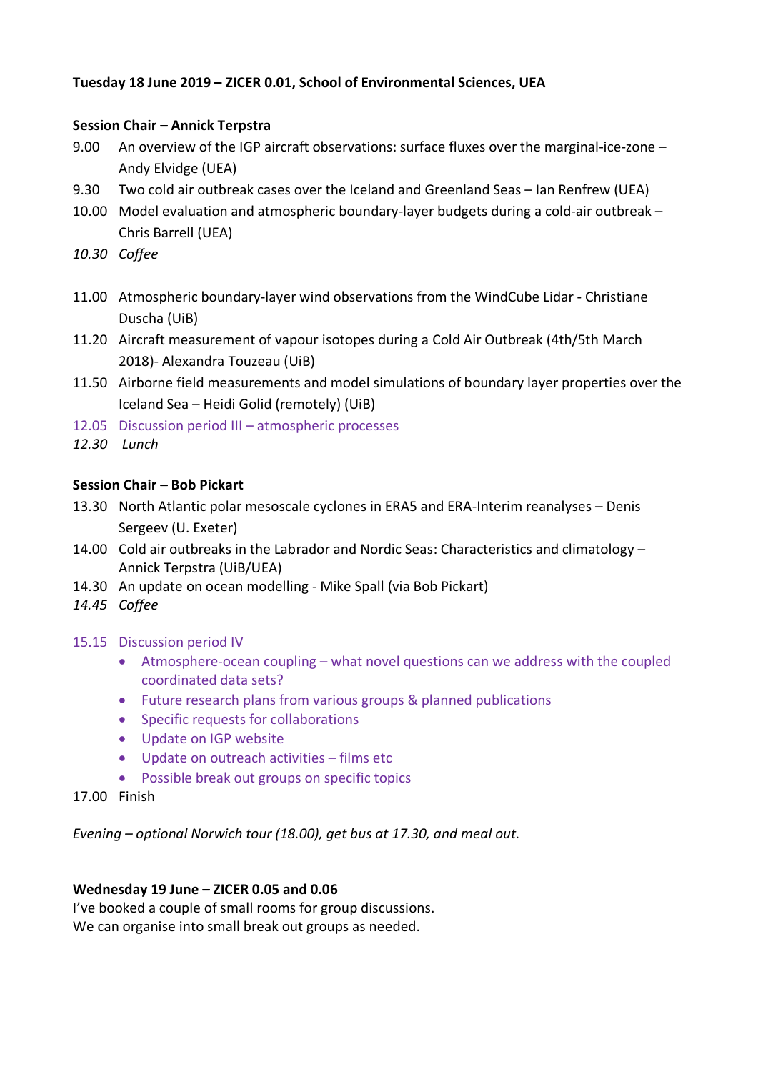**Tuesday 18 June 2019 – ZICER 0.01, School of Environmental Sciences, UEA**

**Session Chair – Annick Terpstra**

9.00 An overview of the IGP aircraft observations: surface fluxes over the marginal-ice-zone – Andy Elvidge (UEA)

9.30 Two cold air outbreak cases over the Iceland and Greenland Seas – Ian Renfrew (UEA)

10.00 Model evaluation and atmospheric boundary-layer budgets during a cold-air outbreak – Chris Barrell (UEA)

*10.30 Coffee*

11.00 Atmospheric boundary-layer wind observations from the WindCube Lidar - Christiane Duscha (UiB)

11.20 Aircraft measurement of vapour isotopes during a Cold Air Outbreak (4th/5th March 2018)- Alexandra Touzeau (UiB)

11.50 Airborne field measurements and model simulations of boundary layer properties over the Iceland Sea – Heidi Golid (remotely) (UiB)

12.05 Discussion period III – atmospheric processes

*12.30 Lunch*

**Session Chair – Bob Pickart**

13.30 North Atlantic polar mesoscale cyclones in ERA5 and ERA-Interim reanalyses – Denis Sergeev (U. Exeter)

14.00 Cold air outbreaks in the Labrador and Nordic Seas: Characteristics and climatology – Annick Terpstra (UiB/UEA)

14.30 An update on ocean modelling - Mike Spall (via Bob Pickart)

*14.45 Coffee*

15.15 Discussion period IV

- Atmosphere-ocean coupling – what novel questions can we address with the coupled coordinated data sets?
- Future research plans from various groups & planned publications
- Specific requests for collaborations
- Update on IGP website
- Update on outreach activities – films etc
- Possible break out groups on specific topics

17.00 Finish

*Evening – optional Norwich tour (18.00), get bus at 17.30, and meal out.*

**Wednesday 19 June – ZICER 0.05 and 0.06**

I've booked a couple of small rooms for group discussions.
We can organise into small break out groups as needed.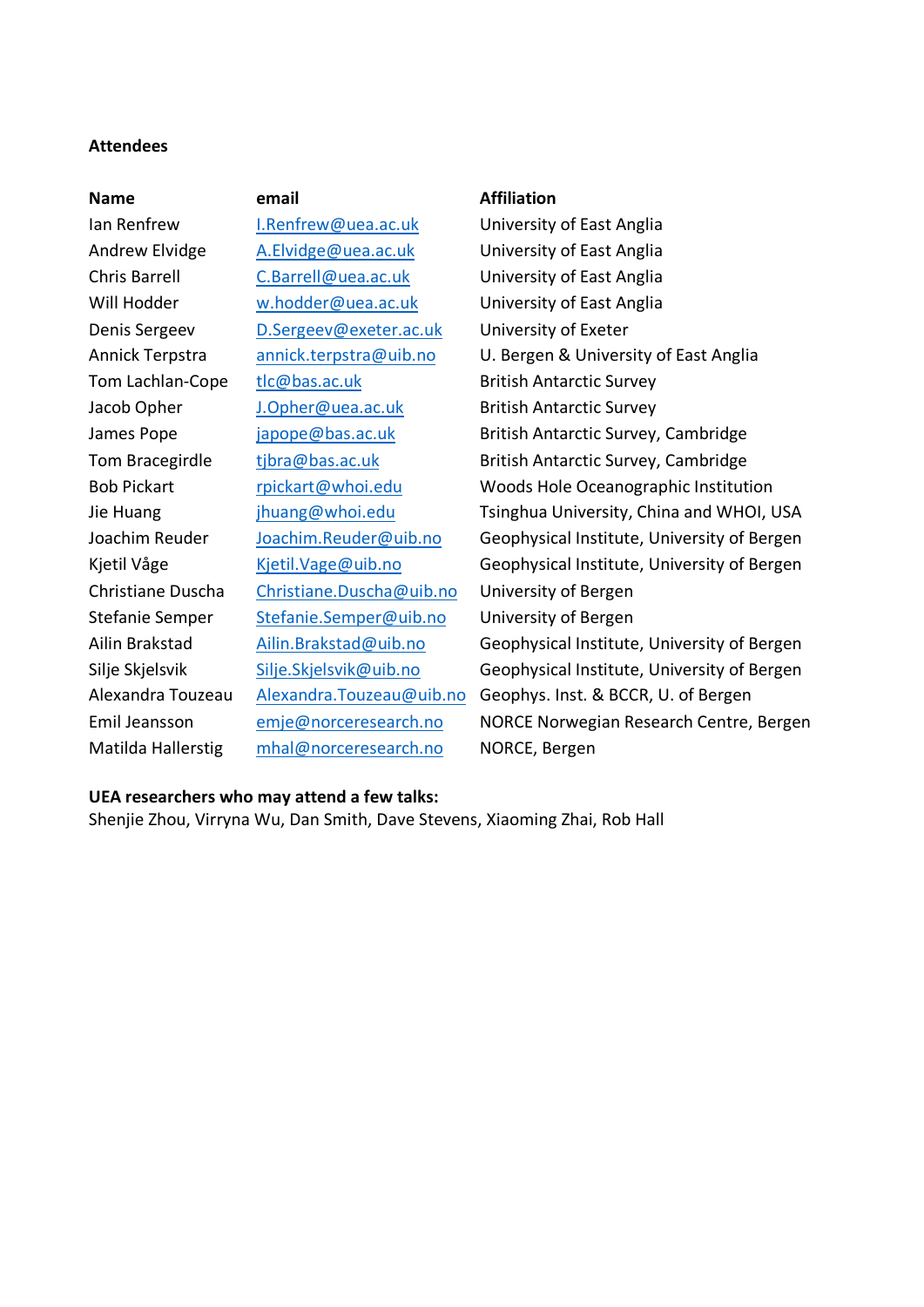**Attendees**

| Name | email | Affiliation |
| --- | --- | --- |
| Ian Renfrew | I.Renfrew@uea.ac.uk | University of East Anglia |
| Andrew Elvidge | A.Elvidge@uea.ac.uk | University of East Anglia |
| Chris Barrell | C.Barrell@uea.ac.uk | University of East Anglia |
| Will Hodder | w.hodder@uea.ac.uk | University of East Anglia |
| Denis Sergeev | D.Sergeev@exeter.ac.uk | University of Exeter |
| Annick Terpstra | annick.terpstra@uib.no | U. Bergen & University of East Anglia |
| Tom Lachlan-Cope | tlc@bas.ac.uk | British Antarctic Survey |
| Jacob Opher | J.Opher@uea.ac.uk | British Antarctic Survey |
| James Pope | japope@bas.ac.uk | British Antarctic Survey, Cambridge |
| Tom Bracegirdle | tjbra@bas.ac.uk | British Antarctic Survey, Cambridge |
| Bob Pickart | rpickart@whoi.edu | Woods Hole Oceanographic Institution |
| Jie Huang | jhuang@whoi.edu | Tsinghua University, China and WHOI, USA |
| Joachim Reuder | Joachim.Reuder@uib.no | Geophysical Institute, University of Bergen |
| Kjetil Våge | Kjetil.Vage@uib.no | Geophysical Institute, University of Bergen |
| Christiane Duscha | Christiane.Duscha@uib.no | University of Bergen |
| Stefanie Semper | Stefanie.Semper@uib.no | University of Bergen |
| Ailin Brakstad | Ailin.Brakstad@uib.no | Geophysical Institute, University of Bergen |
| Silje Skjelsvik | Silje.Skjelsvik@uib.no | Geophysical Institute, University of Bergen |
| Alexandra Touzeau | Alexandra.Touzeau@uib.no | Geophys. Inst. & BCCR, U. of Bergen |
| Emil Jeansson | emje@norceresearch.no | NORCE Norwegian Research Centre, Bergen |
| Matilda Hallerstig | mhal@norceresearch.no | NORCE, Bergen |

**UEA researchers who may attend a few talks:**
Shenjie Zhou, Virryna Wu, Dan Smith, Dave Stevens, Xiaoming Zhai, Rob Hall